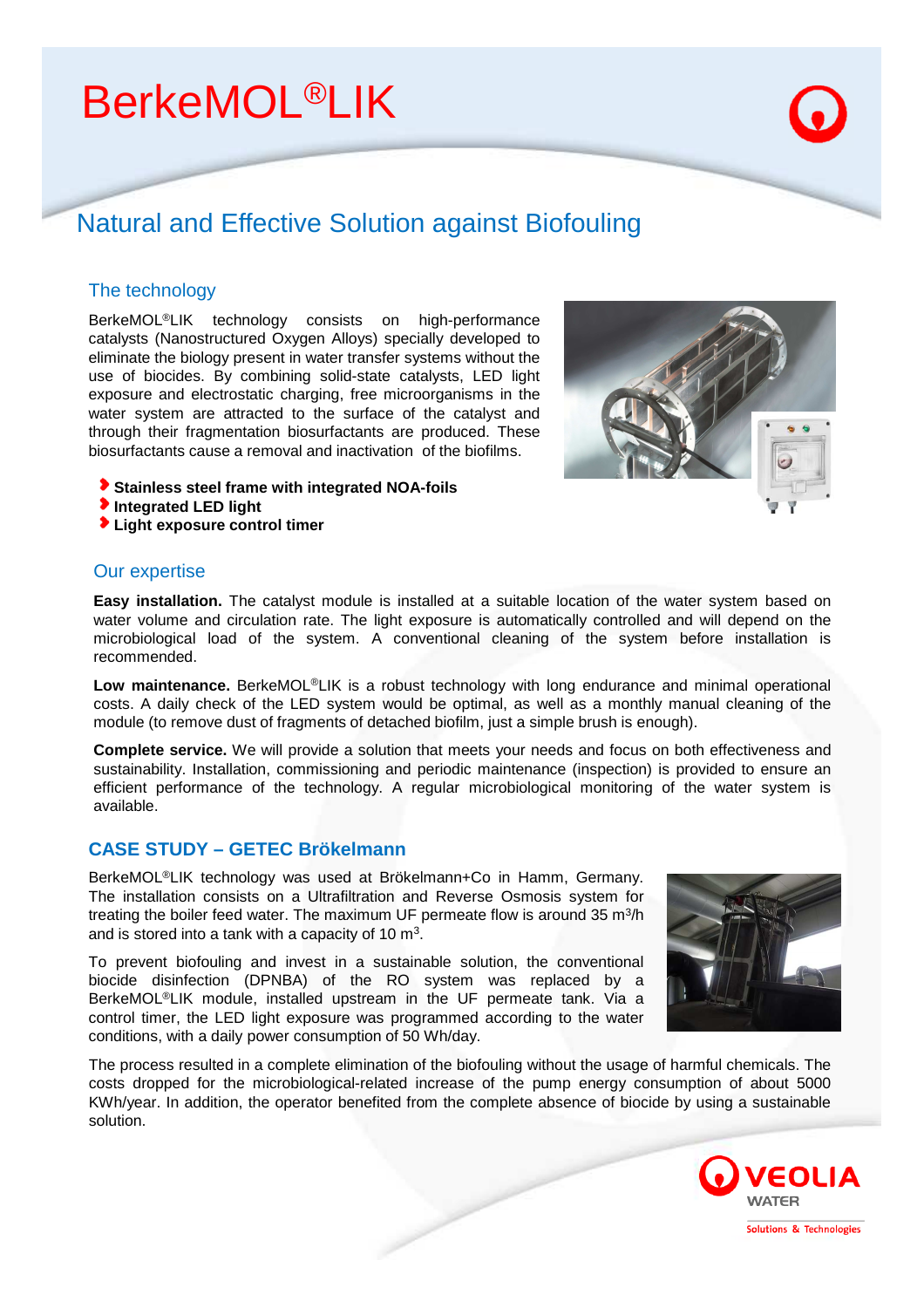# BerkeMOL®LIK

## Natural and Effective Solution against Biofouling

### The technology

BerkeMOL®LIK technology consists on high-performance catalysts (Nanostructured Oxygen Alloys) specially developed to eliminate the biology present in water transfer systems without the use of biocides. By combining solid-state catalysts, LED light exposure and electrostatic charging, free microorganisms in the water system are attracted to the surface of the catalyst and through their fragmentation biosurfactants are produced. These biosurfactants cause a removal and inactivation of the biofilms.

- **Stainless steel frame with integrated NOA-foils**
- **Integrated LED light**
- **Light exposure control timer**

### Our expertise

**Easy installation.** The catalyst module is installed at a suitable location of the water system based on water volume and circulation rate. The light exposure is automatically controlled and will depend on the microbiological load of the system. A conventional cleaning of the system before installation is recommended.

**Low maintenance.** BerkeMOL®LIK is a robust technology with long endurance and minimal operational costs. A daily check of the LED system would be optimal, as well as a monthly manual cleaning of the module (to remove dust of fragments of detached biofilm, just a simple brush is enough).

**Complete service.** We will provide a solution that meets your needs and focus on both effectiveness and sustainability. Installation, commissioning and periodic maintenance (inspection) is provided to ensure an efficient performance of the technology. A regular microbiological monitoring of the water system is available.

### CASE STUDY – GETEC Brökelmann

BerkeMOL®LIK technology was used at Brökelmann+Co in Hamm, Germany. The installation consists on a Ultrafiltration and Reverse Osmosis system for treating the boiler feed water. The maximum UF permeate flow is around 35 $m^3$/h and is stored into a tank with a capacity of 10 $m^3$.

To prevent biofouling and invest in a sustainable solution, the conventional biocide disinfection (DPNBA) of the RO system was replaced by a BerkeMOL®LIK module, installed upstream in the UF permeate tank. Via a control timer, the LED light exposure was programmed according to the water conditions, with a daily power consumption of 50 Wh/day.

The process resulted in a complete elimination of the biofouling without the usage of harmful chemicals. The costs dropped for the microbiological-related increase of the pump energy consumption of about 5000 KWh/year. In addition, the operator benefited from the complete absence of biocide by using a sustainable solution.

VEOLIA WATER
Solutions & Technologies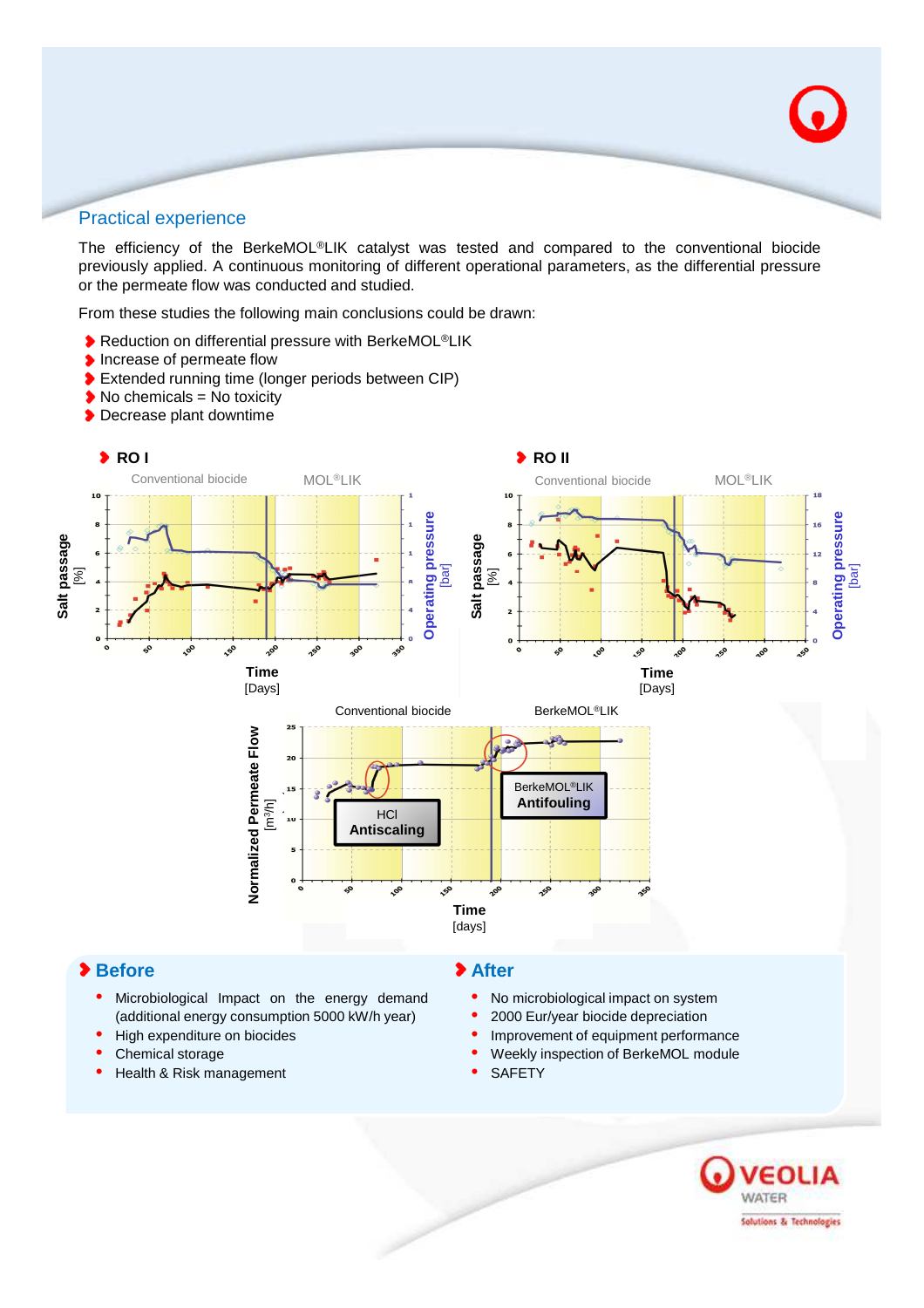## Practical experience

The efficiency of the BerkeMOL®LIK catalyst was tested and compared to the conventional biocide previously applied. A continuous monitoring of different operational parameters, as the differential pressure or the permeate flow was conducted and studied.

From these studies the following main conclusions could be drawn:

- Reduction on differential pressure with BerkeMOL®LIK
- Increase of permeate flow
- Extended running time (longer periods between CIP)
- No chemicals = No toxicity
- Decrease plant downtime

**RO I**

Conventional biocide

MOL®LIK

Salt passage [%]

Operating pressure [bar]

Time [Days]

**RO II**

Conventional biocide

MOL®LIK

Salt passage [%]

Operating pressure [bar]

Time [Days]

Conventional biocide

BerkeMOL®LIK

Normalized Permeate Flow [m³/h]

HCl Antiscaling

BerkeMOL®LIK Antifouling

Time [days]

### Before

- Microbiological Impact on the energy demand (additional energy consumption 5000 kW/h year)
- High expenditure on biocides
- Chemical storage
- Health & Risk management

### After

- No microbiological impact on system
- 2000 Eur/year biocide depreciation
- Improvement of equipment performance
- Weekly inspection of BerkeMOL module
- SAFETY

VEOLIA WATER
Solutions & Technologies